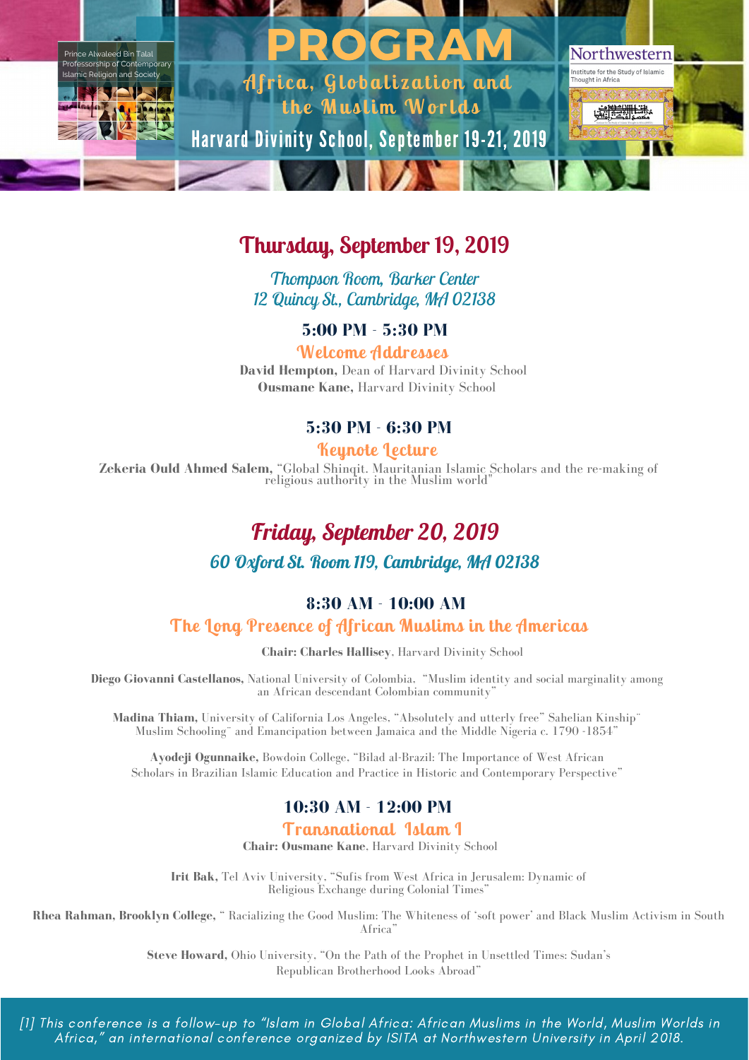Prince Alwaleed Bin Talal Professorship of Contemporary Islamic Religion and Society

# PROGRAM

## Africa, Globalization and the Muslim Worlds

Harvard Divinity School, September 19-21, 2019

Northwestern

Institute for the Study of Islamic Thought in Africa

## Thursday, September 19, 2019

*Thompson Room, Barker Center*
*12 Quincy St., Cambridge, MA 02138*

### 5:00 PM - 5:30 PM

**Welcome Addresses**

**David Hempton,** Dean of Harvard Divinity School
**Ousmane Kane,** Harvard Divinity School

### 5:30 PM - 6:30 PM

**Keynote Lecture**

**Zekeria Ould Ahmed Salem,** "Global Shinqit. Mauritanian Islamic Scholars and the re-making of religious authority in the Muslim world"

## Friday, September 20, 2019

*60 Oxford St. Room 119, Cambridge, MA 02138*

### 8:30 AM - 10:00 AM

**The Long Presence of African Muslims in the Americas**

**Chair: Charles Hallisey**, Harvard Divinity School

**Diego Giovanni Castellanos,** National University of Colombia, "Muslim identity and social marginality among an African descendant Colombian community"

**Madina Thiam,** University of California Los Angeles, "Absolutely and utterly free" Sahelian Kinship" Muslim Schooling" and Emancipation between Jamaica and the Middle Nigeria c. 1790 -1854"

**Ayodeji Ogunnaike,** Bowdoin College, "Bilad al-Brazil: The Importance of West African Scholars in Brazilian Islamic Education and Practice in Historic and Contemporary Perspective"

### 10:30 AM - 12:00 PM

**Transnational Islam I**

**Chair: Ousmane Kane**, Harvard Divinity School

**Irit Bak,** Tel Aviv University, "Sufis from West Africa in Jerusalem: Dynamic of Religious Exchange during Colonial Times"

**Rhea Rahman, Brooklyn College,** " Racializing the Good Muslim: The Whiteness of 'soft power' and Black Muslim Activism in South Africa"

**Steve Howard,** Ohio University, "On the Path of the Prophet in Unsettled Times: Sudan's Republican Brotherhood Looks Abroad"

*[1] This conference is a follow-up to "Islam in Global Africa: African Muslims in the World, Muslim Worlds in Africa," an international conference organized by ISITA at Northwestern University in April 2018.*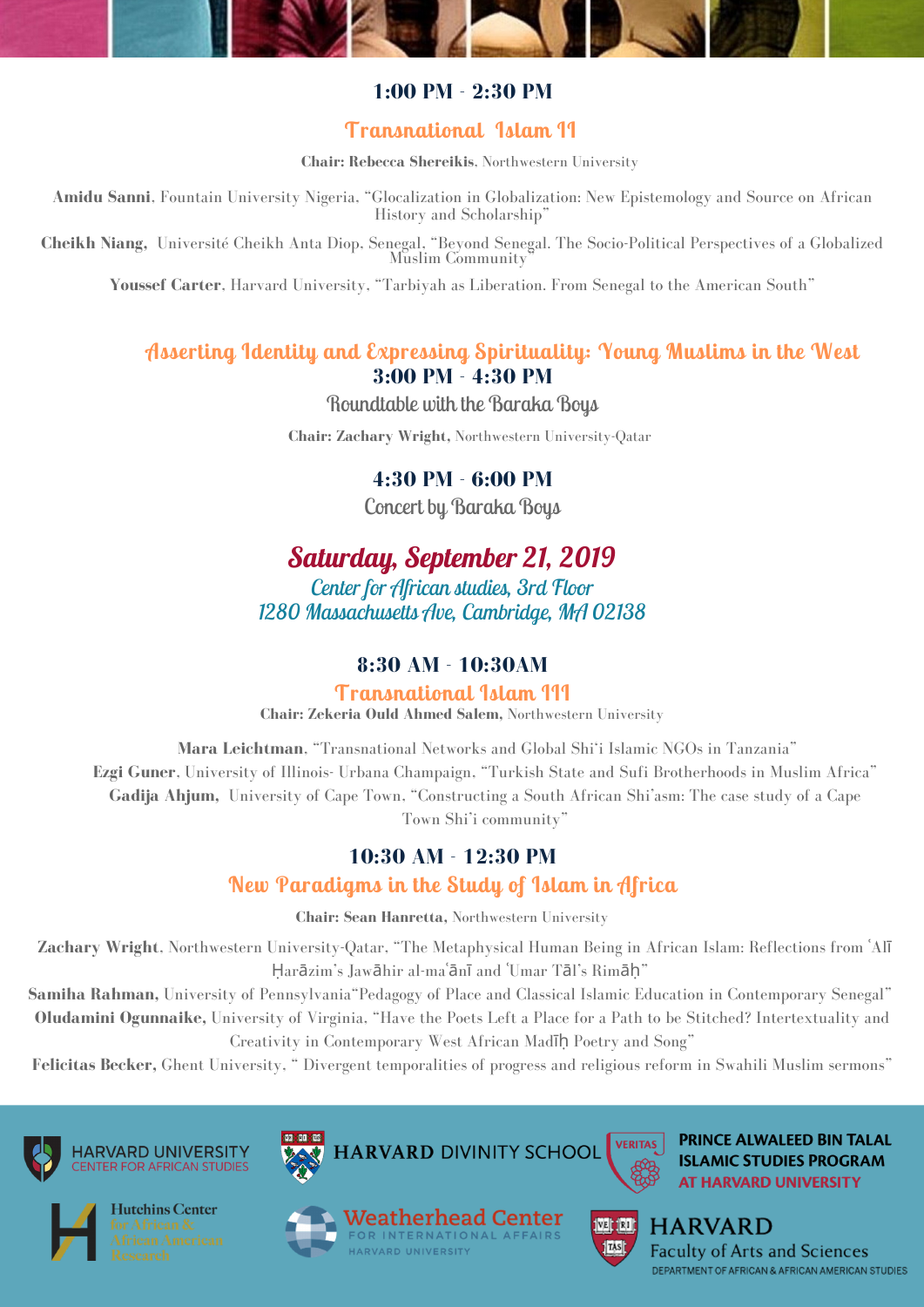## 1:00 PM - 2:30 PM

### Transnational Islam II

**Chair: Rebecca Shereikis**, Northwestern University

**Amidu Sanni**, Fountain University Nigeria, "Glocalization in Globalization: New Epistemology and Source on African History and Scholarship"

**Cheikh Niang**, Université Cheikh Anta Diop, Senegal, "Beyond Senegal. The Socio-Political Perspectives of a Globalized Muslim Community"

**Youssef Carter**, Harvard University, "Tarbiyah as Liberation. From Senegal to the American South"

### Asserting Identity and Expressing Spirituality: Young Muslims in the West

## 3:00 PM - 4:30 PM

Roundtable with the Baraka Boys

**Chair: Zachary Wright,** Northwestern University-Qatar

## 4:30 PM - 6:00 PM

Concert by Baraka Boys

# Saturday, September 21, 2019

Center for African studies, 3rd Floor
1280 Massachusetts Ave, Cambridge, MA 02138

## 8:30 AM - 10:30AM

### Transnational Islam III

**Chair: Zekeria Ould Ahmed Salem,** Northwestern University

**Mara Leichtman**, "Transnational Networks and Global Shi'i Islamic NGOs in Tanzania"

**Ezgi Guner**, University of Illinois- Urbana Champaign, "Turkish State and Sufi Brotherhoods in Muslim Africa"

**Gadija Ahjum,** University of Cape Town, "Constructing a South African Shi'asm: The case study of a Cape Town Shi'i community"

## 10:30 AM - 12:30 PM

### New Paradigms in the Study of Islam in Africa

**Chair: Sean Hanretta,** Northwestern University

**Zachary Wright**, Northwestern University-Qatar, "The Metaphysical Human Being in African Islam: Reflections from ʿAlī Ḥarāzim's Jawāhir al-maʿānī and ʿUmar Tāl's Rimāḥ"

**Samiha Rahman,** University of Pennsylvania"Pedagogy of Place and Classical Islamic Education in Contemporary Senegal"

**Oludamini Ogunnaike,** University of Virginia, "Have the Poets Left a Place for a Path to be Stitched? Intertextuality and Creativity in Contemporary West African Madīḥ Poetry and Song"

**Felicitas Becker,** Ghent University, " Divergent temporalities of progress and religious reform in Swahili Muslim sermons"

HARVARD UNIVERSITY CENTER FOR AFRICAN STUDIES

HARVARD DIVINITY SCHOOL

PRINCE ALWALEED BIN TALAL ISLAMIC STUDIES PROGRAM AT HARVARD UNIVERSITY

Hutchins Center for African & African American Research

Weatherhead Center FOR INTERNATIONAL AFFAIRS HARVARD UNIVERSITY

HARVARD Faculty of Arts and Sciences DEPARTMENT OF AFRICAN & AFRICAN AMERICAN STUDIES